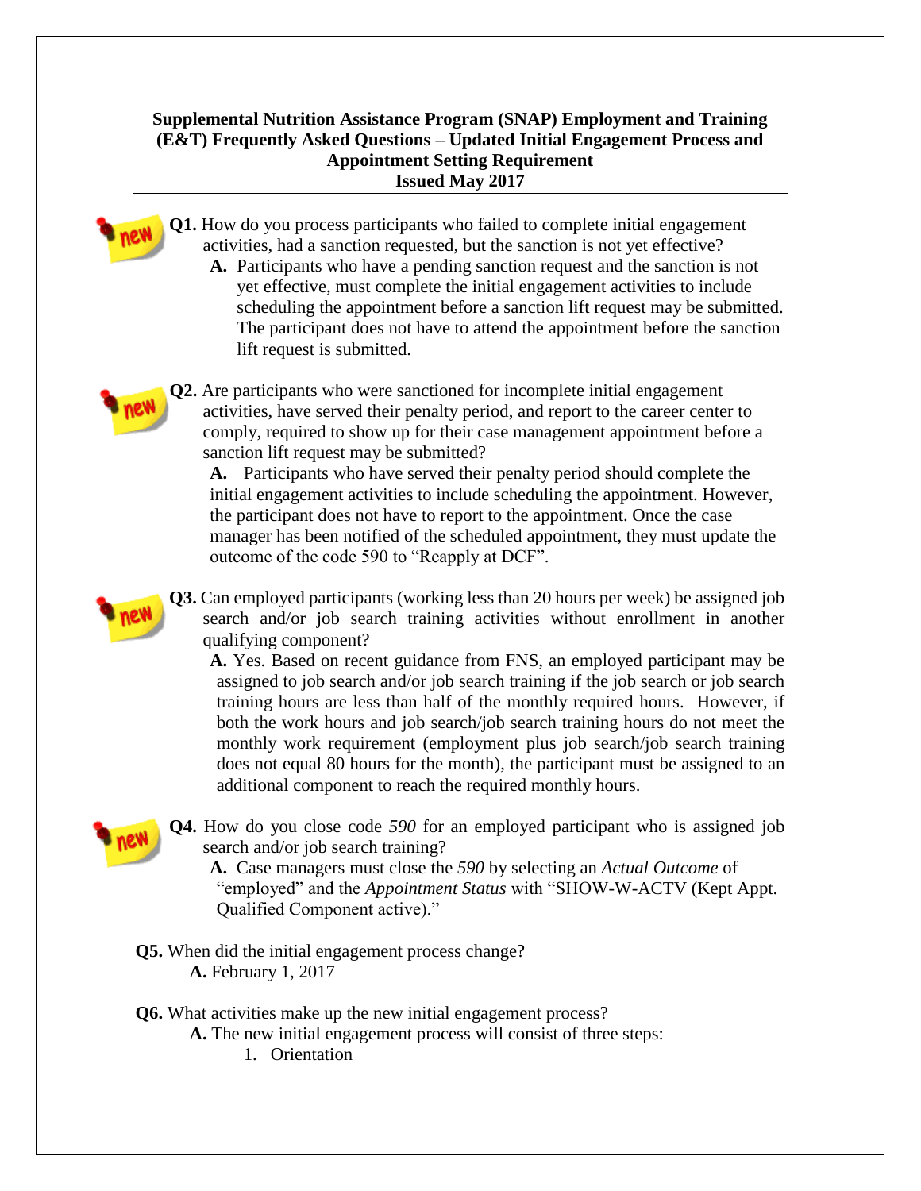# Supplemental Nutrition Assistance Program (SNAP) Employment and Training (E&T) Frequently Asked Questions – Updated Initial Engagement Process and Appointment Setting Requirement

**Issued May 2017**

---

**Q1.** How do you process participants who failed to complete initial engagement activities, had a sanction requested, but the sanction is not yet effective?

**A.** Participants who have a pending sanction request and the sanction is not yet effective, must complete the initial engagement activities to include scheduling the appointment before a sanction lift request may be submitted. The participant does not have to attend the appointment before the sanction lift request is submitted.

**Q2.** Are participants who were sanctioned for incomplete initial engagement activities, have served their penalty period, and report to the career center to comply, required to show up for their case management appointment before a sanction lift request may be submitted?

**A.** Participants who have served their penalty period should complete the initial engagement activities to include scheduling the appointment. However, the participant does not have to report to the appointment. Once the case manager has been notified of the scheduled appointment, they must update the outcome of the code 590 to "Reapply at DCF".

**Q3.** Can employed participants (working less than 20 hours per week) be assigned job search and/or job search training activities without enrollment in another qualifying component?

**A.** Yes. Based on recent guidance from FNS, an employed participant may be assigned to job search and/or job search training if the job search or job search training hours are less than half of the monthly required hours. However, if both the work hours and job search/job search training hours do not meet the monthly work requirement (employment plus job search/job search training does not equal 80 hours for the month), the participant must be assigned to an additional component to reach the required monthly hours.

**Q4.** How do you close code *590* for an employed participant who is assigned job search and/or job search training?

**A.** Case managers must close the *590* by selecting an *Actual Outcome* of "employed" and the *Appointment Status* with "SHOW-W-ACTV (Kept Appt. Qualified Component active)."

**Q5.** When did the initial engagement process change?

**A.** February 1, 2017

**Q6.** What activities make up the new initial engagement process?

**A.** The new initial engagement process will consist of three steps:

1. Orientation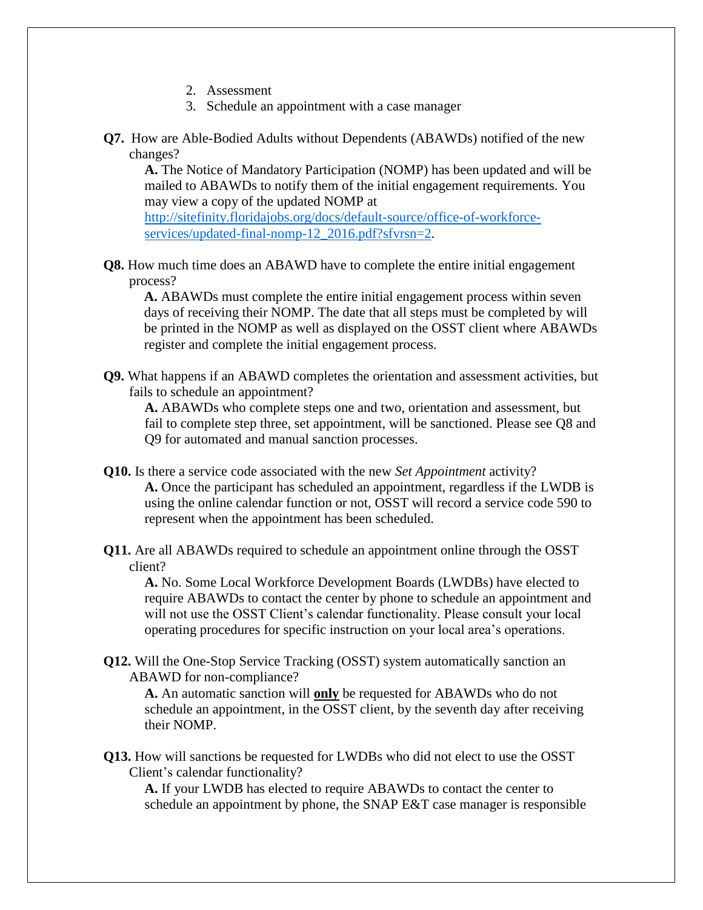2. Assessment
3. Schedule an appointment with a case manager

**Q7.** How are Able-Bodied Adults without Dependents (ABAWDs) notified of the new changes?

**A.** The Notice of Mandatory Participation (NOMP) has been updated and will be mailed to ABAWDs to notify them of the initial engagement requirements. You may view a copy of the updated NOMP at [http://sitefinity.floridajobs.org/docs/default-source/office-of-workforce-services/updated-final-nomp-12_2016.pdf?sfvrsn=2](http://sitefinity.floridajobs.org/docs/default-source/office-of-workforce-services/updated-final-nomp-12_2016.pdf?sfvrsn=2).

**Q8.** How much time does an ABAWD have to complete the entire initial engagement process?

**A.** ABAWDs must complete the entire initial engagement process within seven days of receiving their NOMP. The date that all steps must be completed by will be printed in the NOMP as well as displayed on the OSST client where ABAWDs register and complete the initial engagement process.

**Q9.** What happens if an ABAWD completes the orientation and assessment activities, but fails to schedule an appointment?

**A.** ABAWDs who complete steps one and two, orientation and assessment, but fail to complete step three, set appointment, will be sanctioned. Please see Q8 and Q9 for automated and manual sanction processes.

**Q10.** Is there a service code associated with the new *Set Appointment* activity?

**A.** Once the participant has scheduled an appointment, regardless if the LWDB is using the online calendar function or not, OSST will record a service code 590 to represent when the appointment has been scheduled.

**Q11.** Are all ABAWDs required to schedule an appointment online through the OSST client?

**A.** No. Some Local Workforce Development Boards (LWDBs) have elected to require ABAWDs to contact the center by phone to schedule an appointment and will not use the OSST Client's calendar functionality. Please consult your local operating procedures for specific instruction on your local area's operations.

**Q12.** Will the One-Stop Service Tracking (OSST) system automatically sanction an ABAWD for non-compliance?

**A.** An automatic sanction will **only** be requested for ABAWDs who do not schedule an appointment, in the OSST client, by the seventh day after receiving their NOMP.

**Q13.** How will sanctions be requested for LWDBs who did not elect to use the OSST Client's calendar functionality?

**A.** If your LWDB has elected to require ABAWDs to contact the center to schedule an appointment by phone, the SNAP E&T case manager is responsible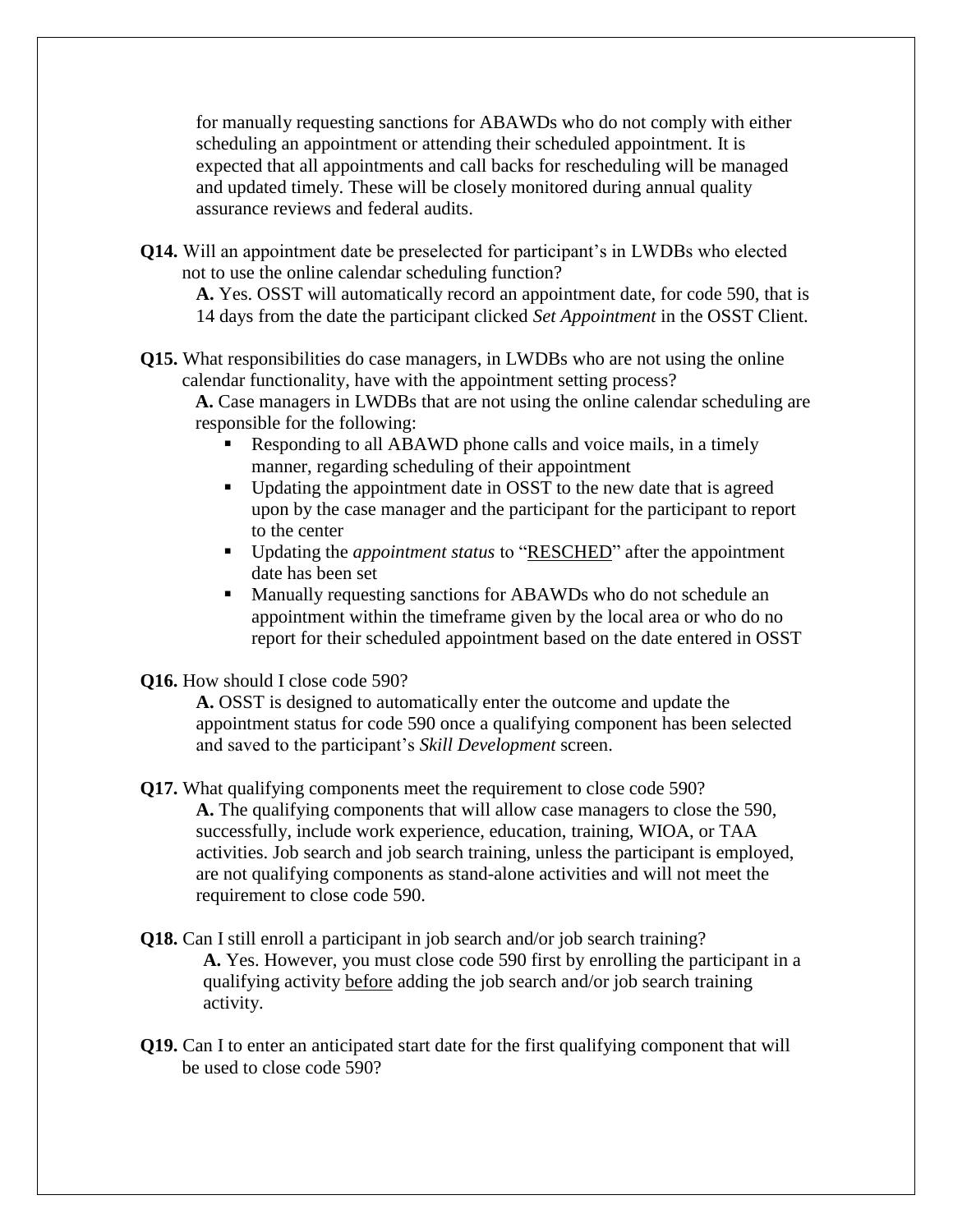for manually requesting sanctions for ABAWDs who do not comply with either scheduling an appointment or attending their scheduled appointment. It is expected that all appointments and call backs for rescheduling will be managed and updated timely. These will be closely monitored during annual quality assurance reviews and federal audits.

**Q14.** Will an appointment date be preselected for participant's in LWDBs who elected not to use the online calendar scheduling function?

**A.** Yes. OSST will automatically record an appointment date, for code 590, that is 14 days from the date the participant clicked *Set Appointment* in the OSST Client.

**Q15.** What responsibilities do case managers, in LWDBs who are not using the online calendar functionality, have with the appointment setting process?

**A.** Case managers in LWDBs that are not using the online calendar scheduling are responsible for the following:

- Responding to all ABAWD phone calls and voice mails, in a timely manner, regarding scheduling of their appointment
- Updating the appointment date in OSST to the new date that is agreed upon by the case manager and the participant for the participant to report to the center
- Updating the *appointment status* to "<u>RESCHED</u>" after the appointment date has been set
- Manually requesting sanctions for ABAWDs who do not schedule an appointment within the timeframe given by the local area or who do no report for their scheduled appointment based on the date entered in OSST

**Q16.** How should I close code 590?

**A.** OSST is designed to automatically enter the outcome and update the appointment status for code 590 once a qualifying component has been selected and saved to the participant's *Skill Development* screen.

**Q17.** What qualifying components meet the requirement to close code 590?

**A.** The qualifying components that will allow case managers to close the 590, successfully, include work experience, education, training, WIOA, or TAA activities. Job search and job search training, unless the participant is employed, are not qualifying components as stand-alone activities and will not meet the requirement to close code 590.

**Q18.** Can I still enroll a participant in job search and/or job search training?

**A.** Yes. However, you must close code 590 first by enrolling the participant in a qualifying activity <u>before</u> adding the job search and/or job search training activity.

**Q19.** Can I to enter an anticipated start date for the first qualifying component that will be used to close code 590?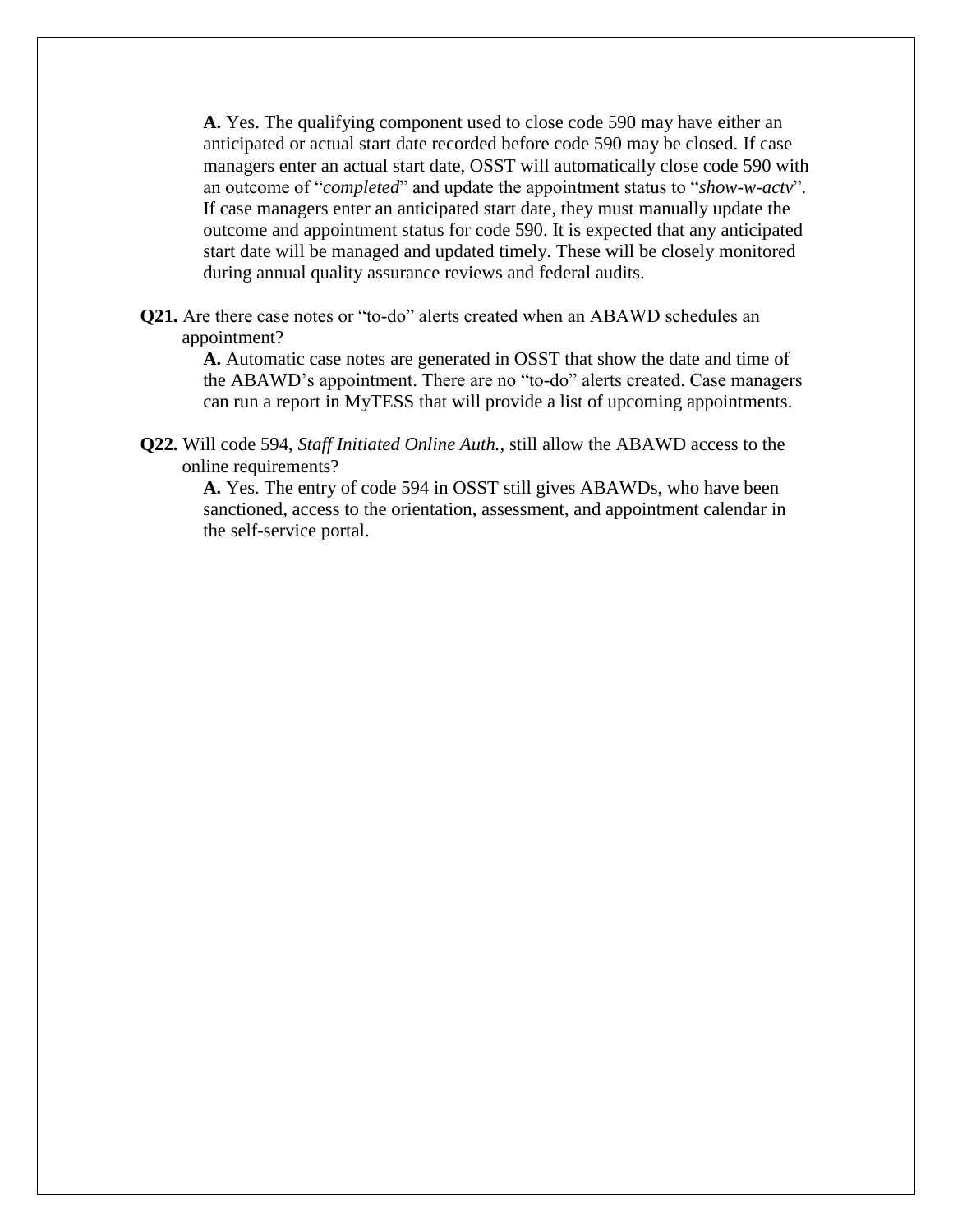**A.** Yes. The qualifying component used to close code 590 may have either an anticipated or actual start date recorded before code 590 may be closed. If case managers enter an actual start date, OSST will automatically close code 590 with an outcome of "*completed*" and update the appointment status to "*show-w-actv*". If case managers enter an anticipated start date, they must manually update the outcome and appointment status for code 590. It is expected that any anticipated start date will be managed and updated timely. These will be closely monitored during annual quality assurance reviews and federal audits.

**Q21.** Are there case notes or "to-do" alerts created when an ABAWD schedules an appointment?

**A.** Automatic case notes are generated in OSST that show the date and time of the ABAWD's appointment. There are no "to-do" alerts created. Case managers can run a report in MyTESS that will provide a list of upcoming appointments.

**Q22.** Will code 594, *Staff Initiated Online Auth.*, still allow the ABAWD access to the online requirements?

**A.** Yes. The entry of code 594 in OSST still gives ABAWDs, who have been sanctioned, access to the orientation, assessment, and appointment calendar in the self-service portal.